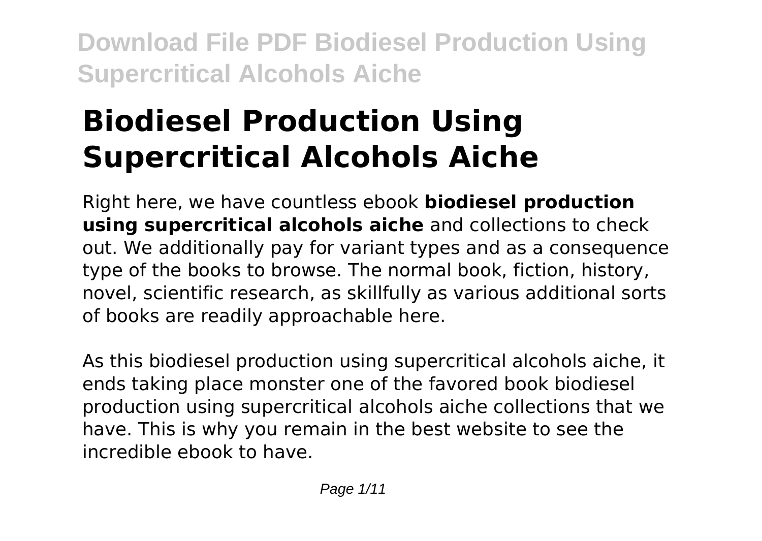# Biodiesel Production Using Supercritical Alcohols Aiche

Right here, we have countless ebook **biodiesel production using supercritical alcohols aiche** and collections to check out. We additionally pay for variant types and as a consequence type of the books to browse. The normal book, fiction, history, novel, scientific research, as skillfully as various additional sorts of books are readily approachable here.

As this biodiesel production using supercritical alcohols aiche, it ends taking place monster one of the favored book biodiesel production using supercritical alcohols aiche collections that we have. This is why you remain in the best website to see the incredible ebook to have.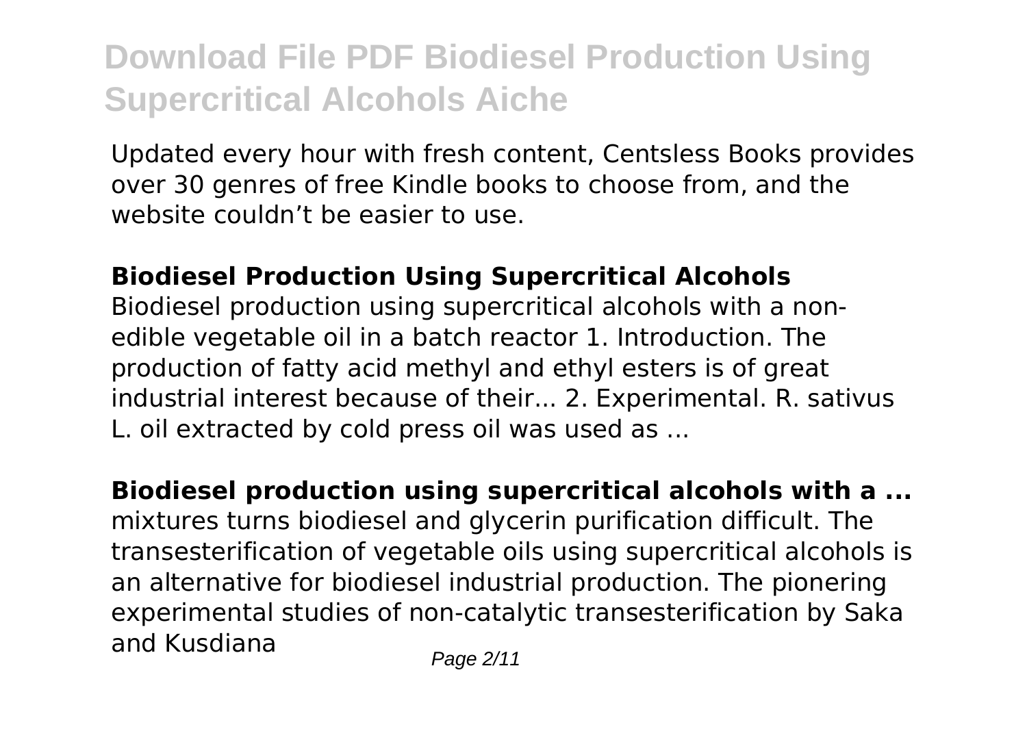# Download File PDF Biodiesel Production Using Supercritical Alcohols Aiche

Updated every hour with fresh content, Centsless Books provides over 30 genres of free Kindle books to choose from, and the website couldn't be easier to use.

**Biodiesel Production Using Supercritical Alcohols**

Biodiesel production using supercritical alcohols with a non-edible vegetable oil in a batch reactor 1. Introduction. The production of fatty acid methyl and ethyl esters is of great industrial interest because of their... 2. Experimental. R. sativus L. oil extracted by cold press oil was used as ...

**Biodiesel production using supercritical alcohols with a ...**

mixtures turns biodiesel and glycerin purification difficult. The transesterification of vegetable oils using supercritical alcohols is an alternative for biodiesel industrial production. The pionering experimental studies of non-catalytic transesterification by Saka and Kusdiana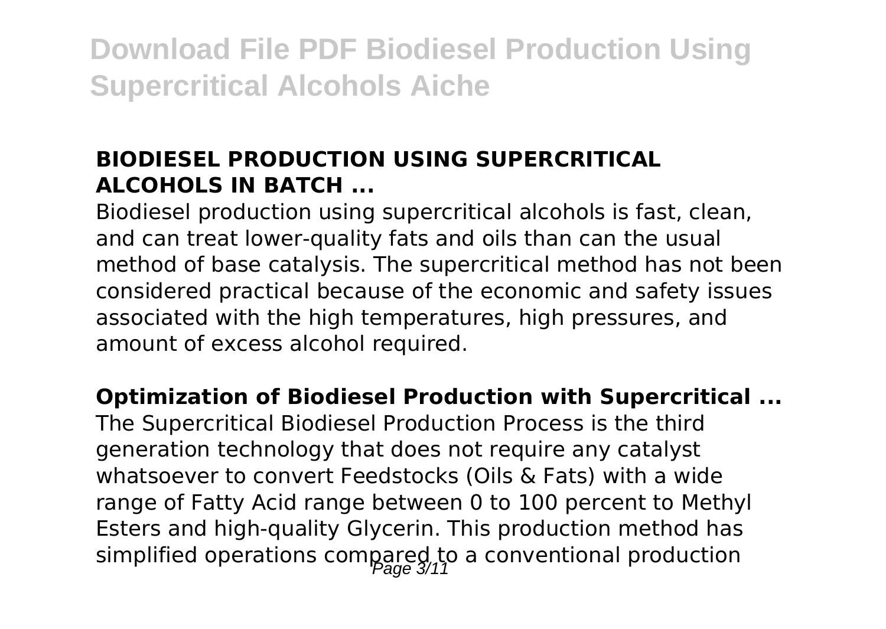**BIODIESEL PRODUCTION USING SUPERCRITICAL ALCOHOLS IN BATCH ...**

Biodiesel production using supercritical alcohols is fast, clean, and can treat lower-quality fats and oils than can the usual method of base catalysis. The supercritical method has not been considered practical because of the economic and safety issues associated with the high temperatures, high pressures, and amount of excess alcohol required.

**Optimization of Biodiesel Production with Supercritical ...**

The Supercritical Biodiesel Production Process is the third generation technology that does not require any catalyst whatsoever to convert Feedstocks (Oils & Fats) with a wide range of Fatty Acid range between 0 to 100 percent to Methyl Esters and high-quality Glycerin. This production method has simplified operations compared to a conventional production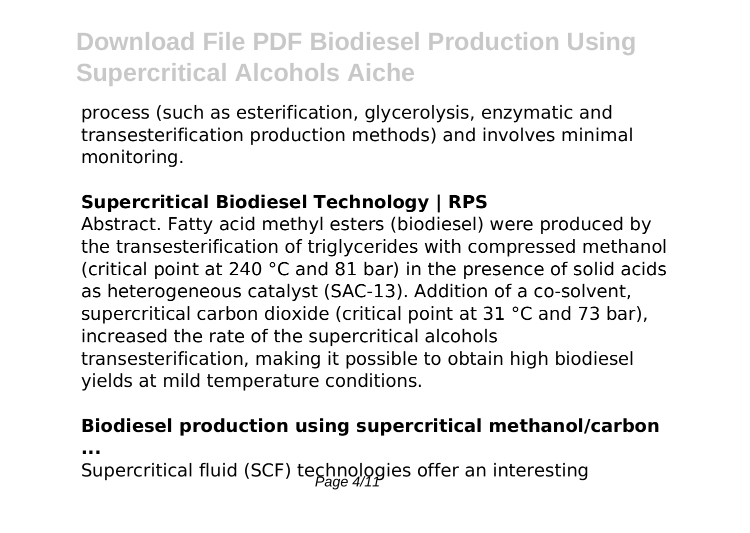process (such as esterification, glycerolysis, enzymatic and transesterification production methods) and involves minimal monitoring.

**Supercritical Biodiesel Technology | RPS**

Abstract. Fatty acid methyl esters (biodiesel) were produced by the transesterification of triglycerides with compressed methanol (critical point at 240 °C and 81 bar) in the presence of solid acids as heterogeneous catalyst (SAC-13). Addition of a co-solvent, supercritical carbon dioxide (critical point at 31 °C and 73 bar), increased the rate of the supercritical alcohols transesterification, making it possible to obtain high biodiesel yields at mild temperature conditions.

**Biodiesel production using supercritical methanol/carbon ...**

Supercritical fluid (SCF) technologies offer an interesting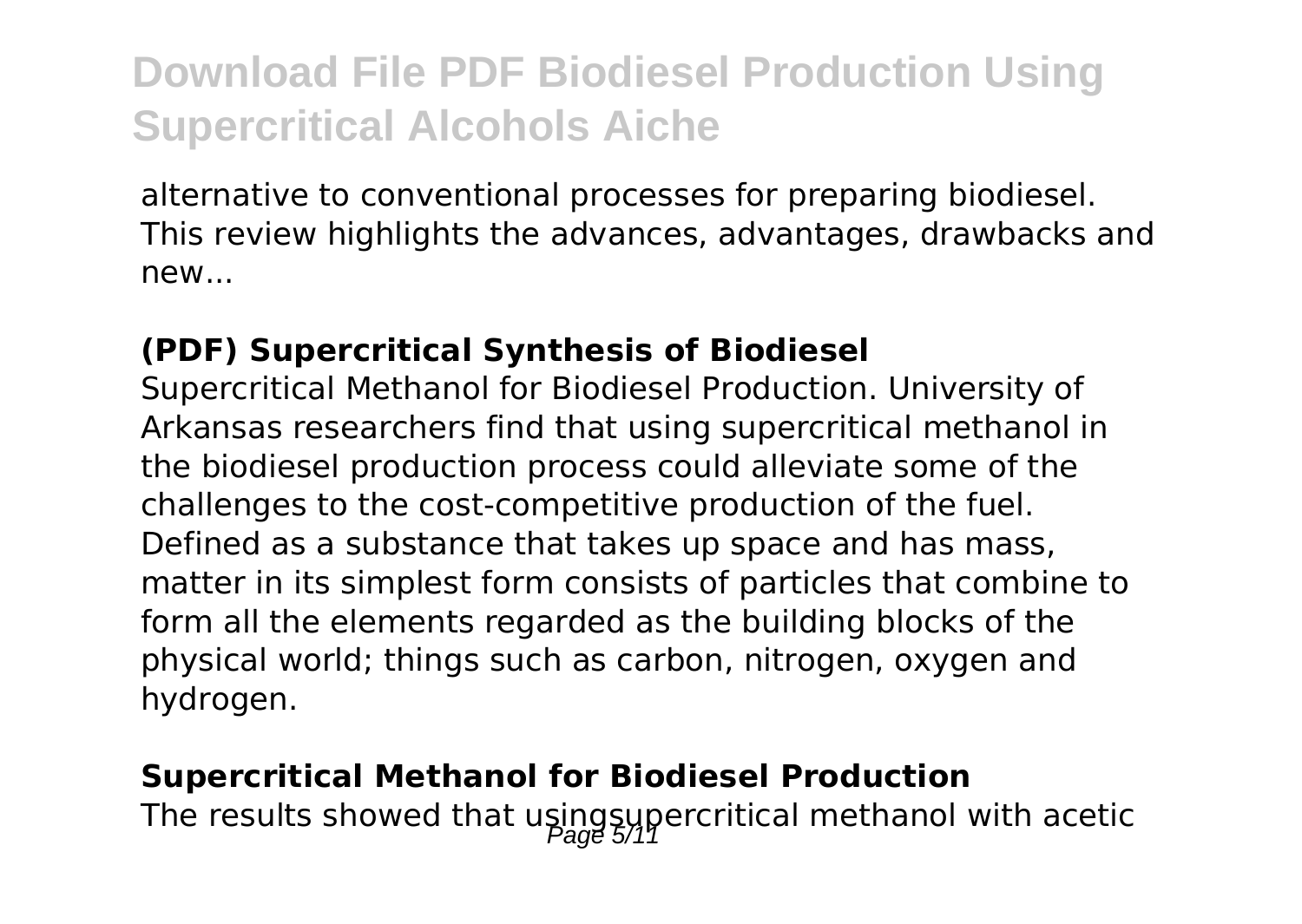alternative to conventional processes for preparing biodiesel. This review highlights the advances, advantages, drawbacks and new...

**(PDF) Supercritical Synthesis of Biodiesel**

Supercritical Methanol for Biodiesel Production. University of Arkansas researchers find that using supercritical methanol in the biodiesel production process could alleviate some of the challenges to the cost-competitive production of the fuel. Defined as a substance that takes up space and has mass, matter in its simplest form consists of particles that combine to form all the elements regarded as the building blocks of the physical world; things such as carbon, nitrogen, oxygen and hydrogen.

**Supercritical Methanol for Biodiesel Production**

The results showed that usingsupercritical methanol with acetic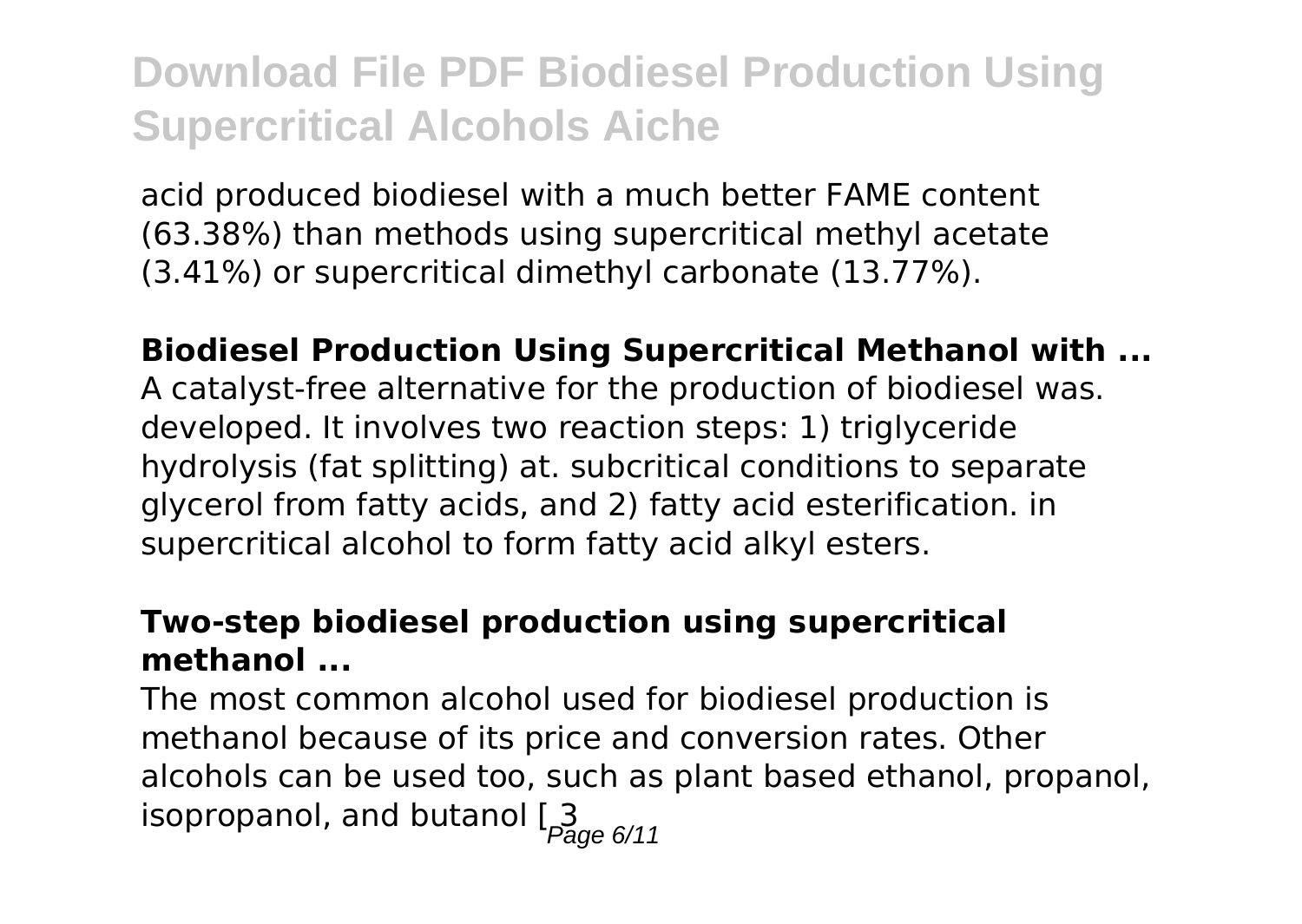acid produced biodiesel with a much better FAME content (63.38%) than methods using supercritical methyl acetate (3.41%) or supercritical dimethyl carbonate (13.77%).

**Biodiesel Production Using Supercritical Methanol with ...**

A catalyst-free alternative for the production of biodiesel was. developed. It involves two reaction steps: 1) triglyceride hydrolysis (fat splitting) at. subcritical conditions to separate glycerol from fatty acids, and 2) fatty acid esterification. in supercritical alcohol to form fatty acid alkyl esters.

**Two-step biodiesel production using supercritical methanol ...**

The most common alcohol used for biodiesel production is methanol because of its price and conversion rates. Other alcohols can be used too, such as plant based ethanol, propanol, isopropanol, and butanol [3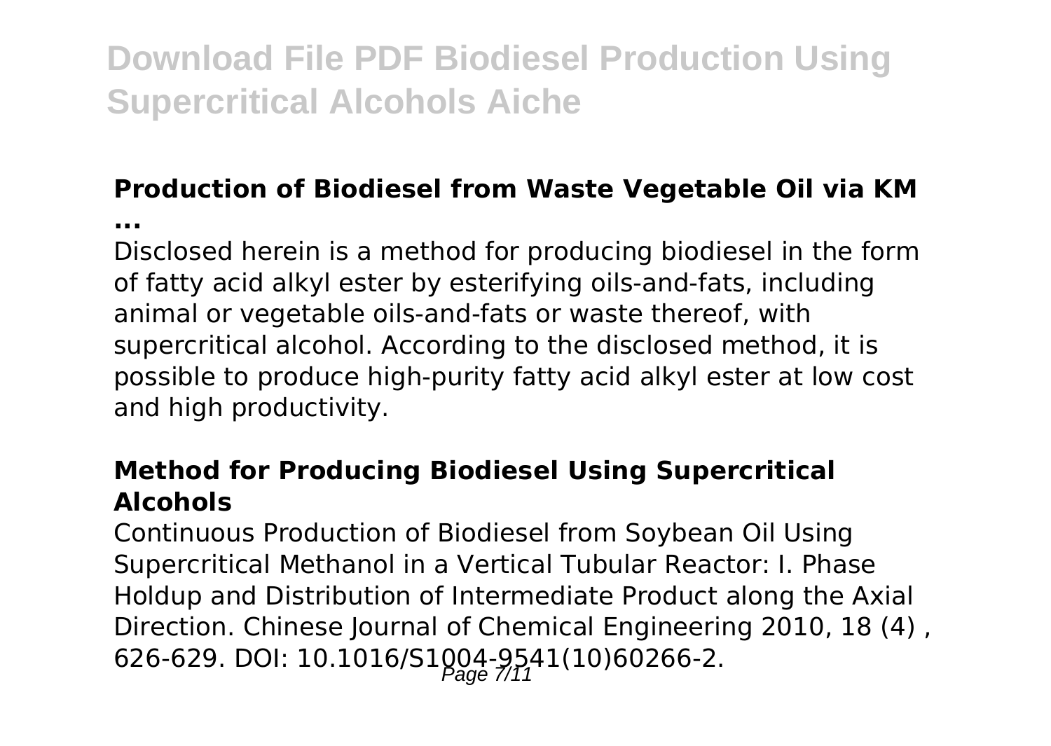### Production of Biodiesel from Waste Vegetable Oil via KM ...

Disclosed herein is a method for producing biodiesel in the form of fatty acid alkyl ester by esterifying oils-and-fats, including animal or vegetable oils-and-fats or waste thereof, with supercritical alcohol. According to the disclosed method, it is possible to produce high-purity fatty acid alkyl ester at low cost and high productivity.

### Method for Producing Biodiesel Using Supercritical Alcohols

Continuous Production of Biodiesel from Soybean Oil Using Supercritical Methanol in a Vertical Tubular Reactor: I. Phase Holdup and Distribution of Intermediate Product along the Axial Direction. Chinese Journal of Chemical Engineering 2010, 18 (4) , 626-629. DOI: 10.1016/S1004-9541(10)60266-2.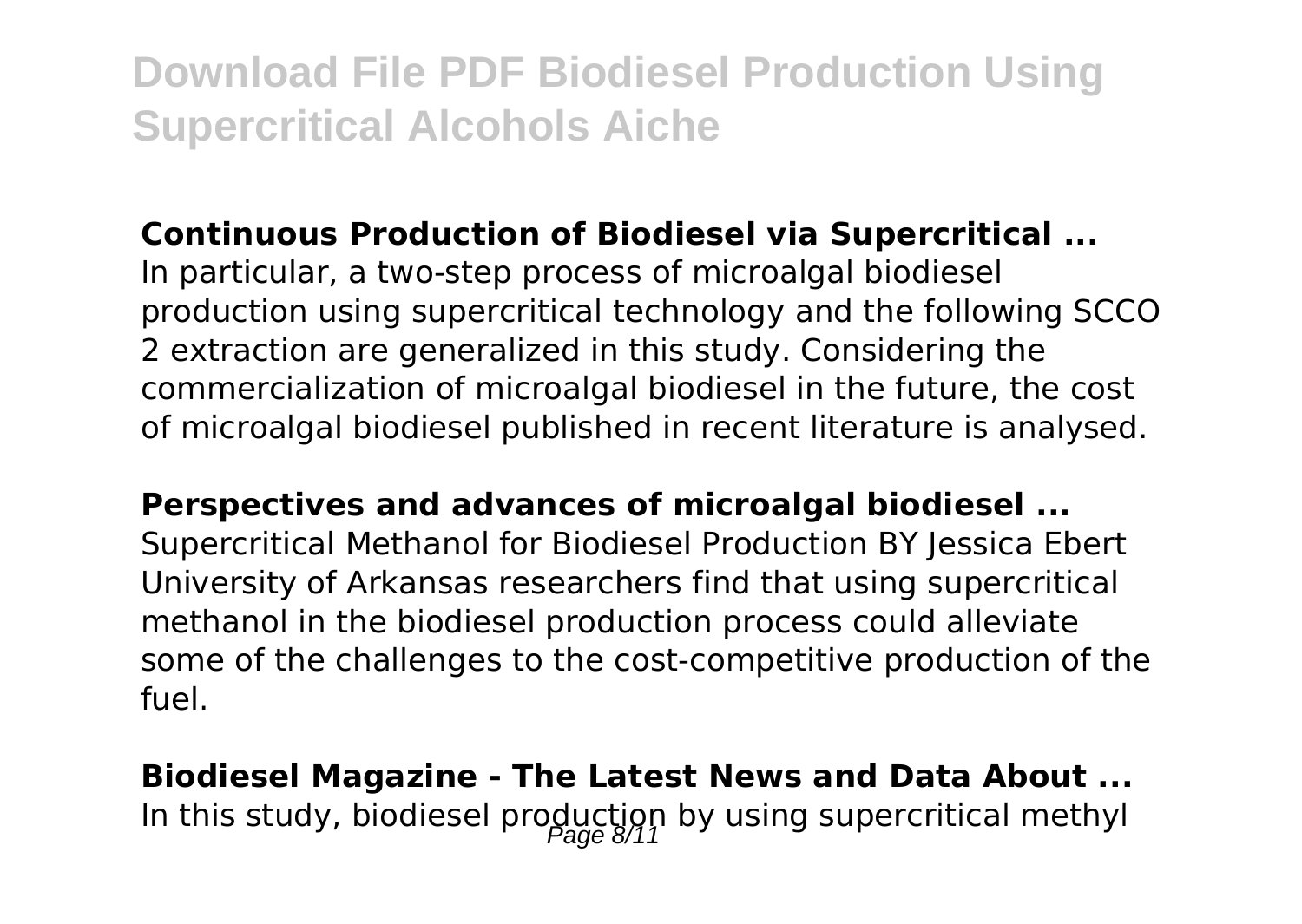**Continuous Production of Biodiesel via Supercritical ...**

In particular, a two-step process of microalgal biodiesel production using supercritical technology and the following SCCO 2 extraction are generalized in this study. Considering the commercialization of microalgal biodiesel in the future, the cost of microalgal biodiesel published in recent literature is analysed.

**Perspectives and advances of microalgal biodiesel ...**

Supercritical Methanol for Biodiesel Production BY Jessica Ebert University of Arkansas researchers find that using supercritical methanol in the biodiesel production process could alleviate some of the challenges to the cost-competitive production of the fuel.

**Biodiesel Magazine - The Latest News and Data About ...**

In this study, biodiesel production by using supercritical methyl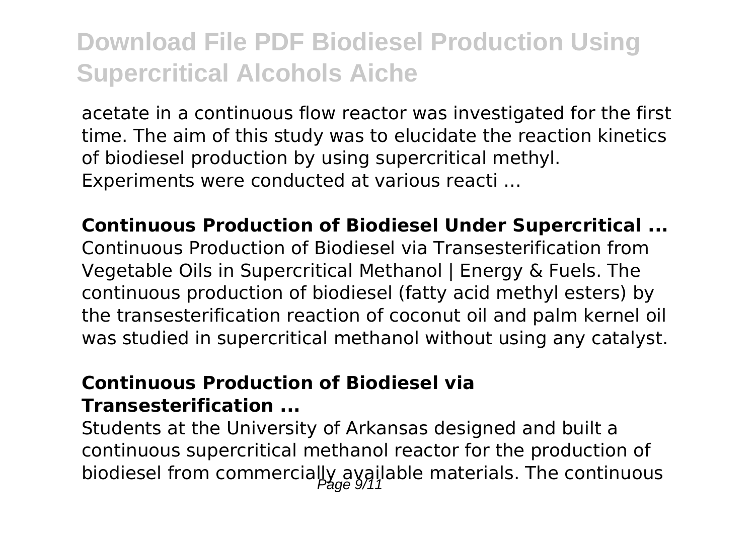acetate in a continuous flow reactor was investigated for the first time. The aim of this study was to elucidate the reaction kinetics of biodiesel production by using supercritical methyl. Experiments were conducted at various reacti ...

**Continuous Production of Biodiesel Under Supercritical ...**

Continuous Production of Biodiesel via Transesterification from Vegetable Oils in Supercritical Methanol | Energy & Fuels. The continuous production of biodiesel (fatty acid methyl esters) by the transesterification reaction of coconut oil and palm kernel oil was studied in supercritical methanol without using any catalyst.

**Continuous Production of Biodiesel via Transesterification ...**

Students at the University of Arkansas designed and built a continuous supercritical methanol reactor for the production of biodiesel from commercially available materials. The continuous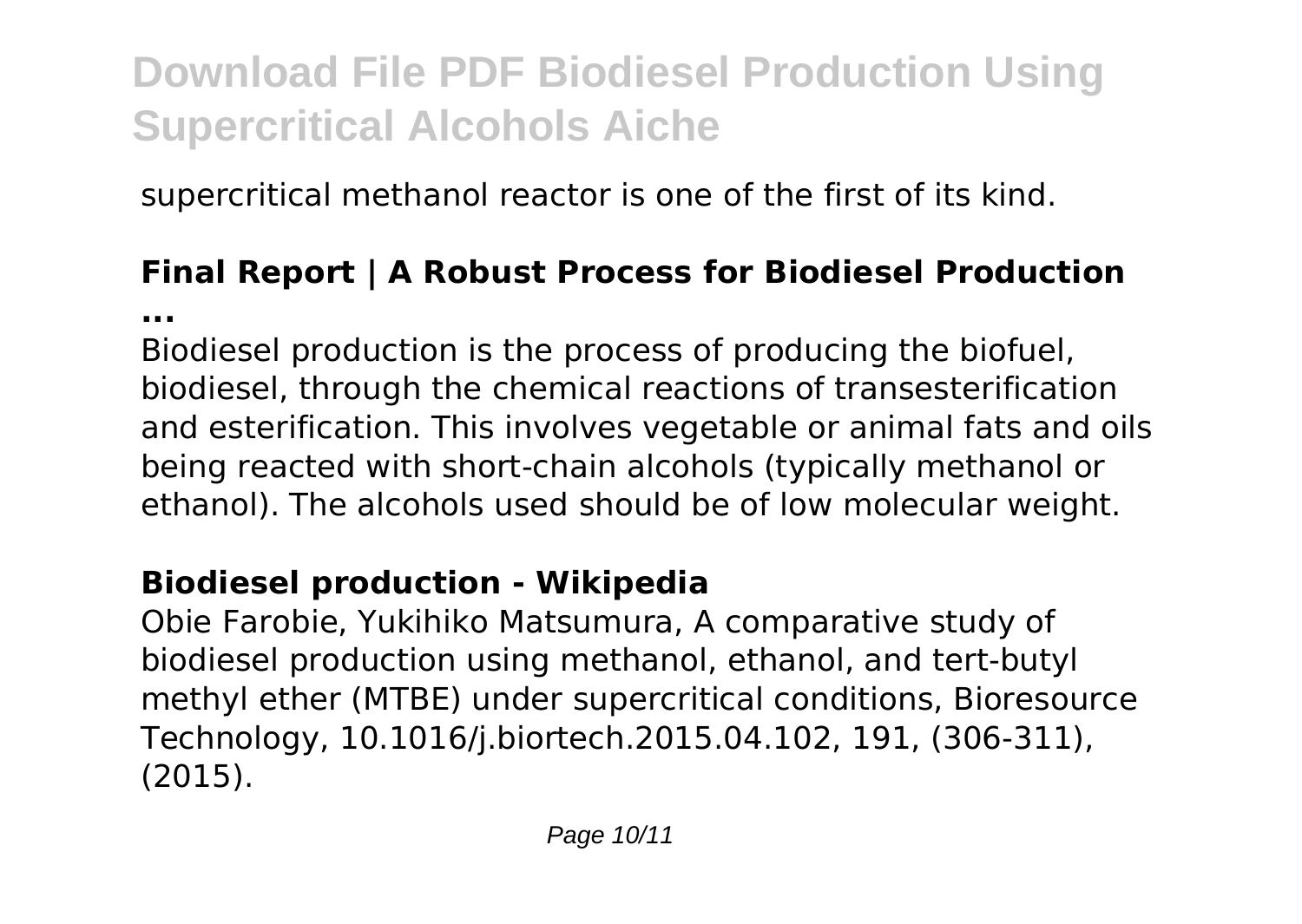supercritical methanol reactor is one of the first of its kind.

**Final Report | A Robust Process for Biodiesel Production ...**

Biodiesel production is the process of producing the biofuel, biodiesel, through the chemical reactions of transesterification and esterification. This involves vegetable or animal fats and oils being reacted with short-chain alcohols (typically methanol or ethanol). The alcohols used should be of low molecular weight.

**Biodiesel production - Wikipedia**

Obie Farobie, Yukihiko Matsumura, A comparative study of biodiesel production using methanol, ethanol, and tert-butyl methyl ether (MTBE) under supercritical conditions, Bioresource Technology, 10.1016/j.biortech.2015.04.102, 191, (306-311), (2015).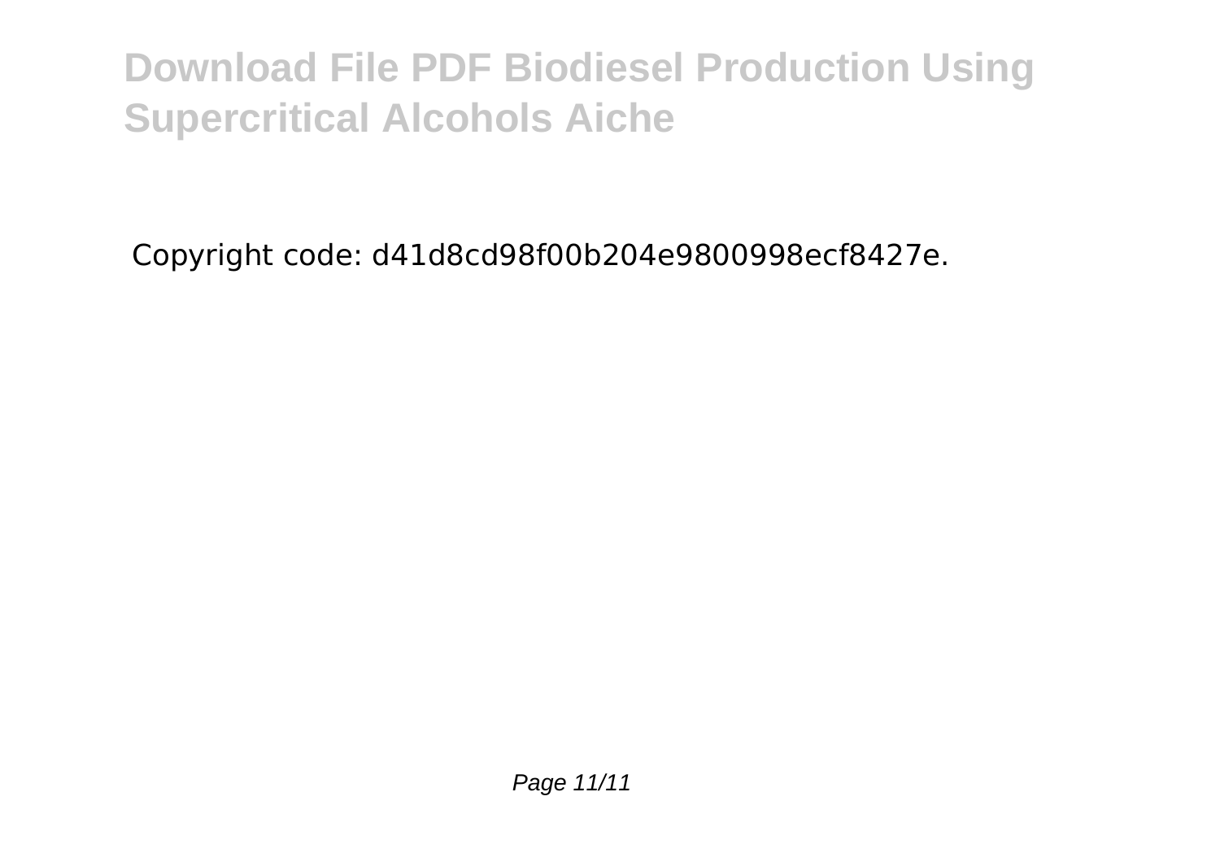Copyright code: d41d8cd98f00b204e9800998ecf8427e.